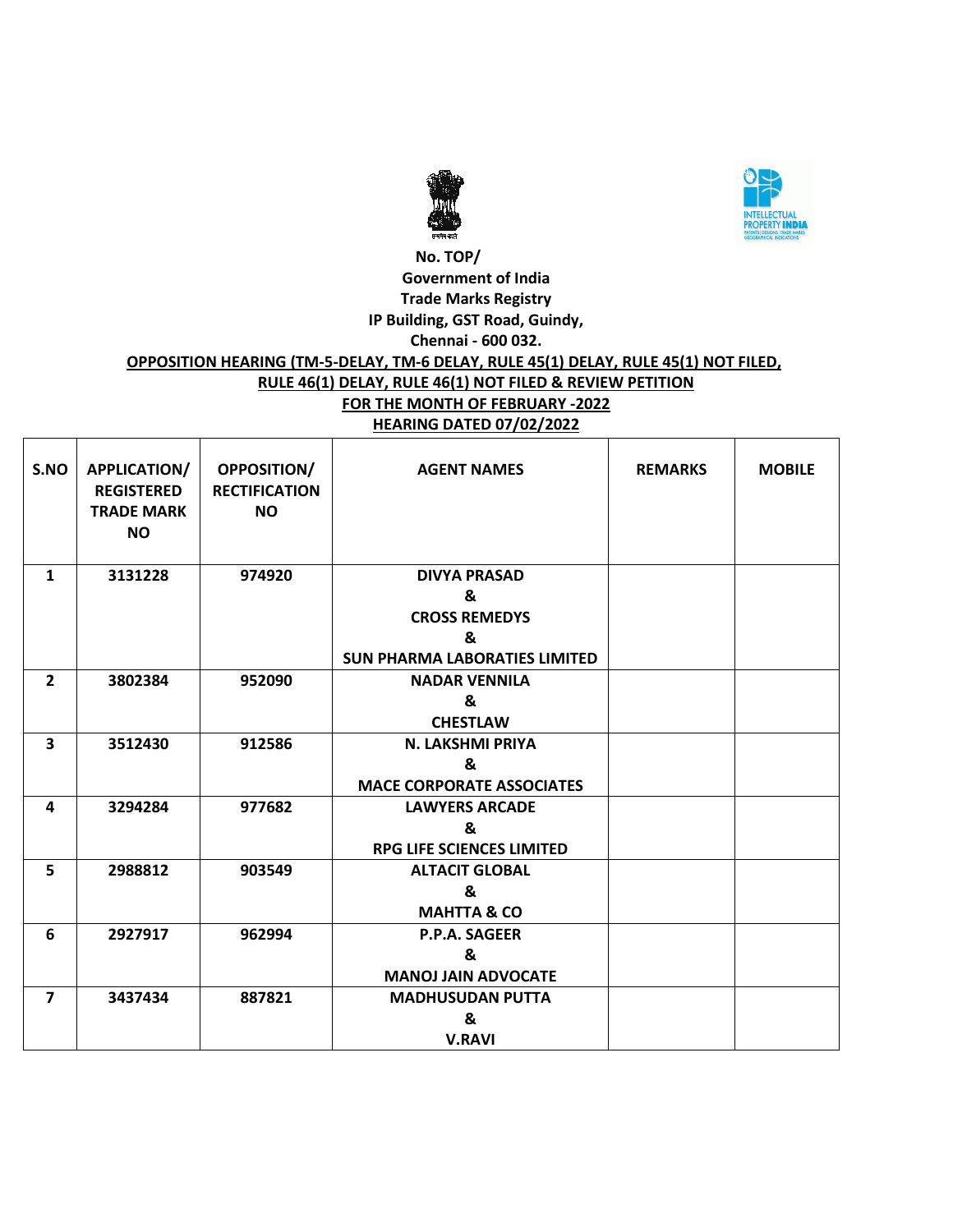No. TOP/

Government of India

Trade Marks Registry

IP Building, GST Road, Guindy,

Chennai - 600 032.

**OPPOSITION HEARING (TM-5-DELAY, TM-6 DELAY, RULE 45(1) DELAY, RULE 45(1) NOT FILED, RULE 46(1) DELAY, RULE 46(1) NOT FILED & REVIEW PETITION**

**FOR THE MONTH OF FEBRUARY -2022**

**HEARING DATED 07/02/2022**

| S.NO | APPLICATION/ REGISTERED TRADE MARK NO | OPPOSITION/ RECTIFICATION NO | AGENT NAMES | REMARKS | MOBILE |
|---|---|---|---|---|---|
| 1 | 3131228 | 974920 | DIVYA PRASAD & CROSS REMEDYS & SUN PHARMA LABORATIES LIMITED | | |
| 2 | 3802384 | 952090 | NADAR VENNILA & CHESTLAW | | |
| 3 | 3512430 | 912586 | N. LAKSHMI PRIYA & MACE CORPORATE ASSOCIATES | | |
| 4 | 3294284 | 977682 | LAWYERS ARCADE & RPG LIFE SCIENCES LIMITED | | |
| 5 | 2988812 | 903549 | ALTACIT GLOBAL & MAHTTA & CO | | |
| 6 | 2927917 | 962994 | P.P.A. SAGEER & MANOJ JAIN ADVOCATE | | |
| 7 | 3437434 | 887821 | MADHUSUDAN PUTTA & V.RAVI | | |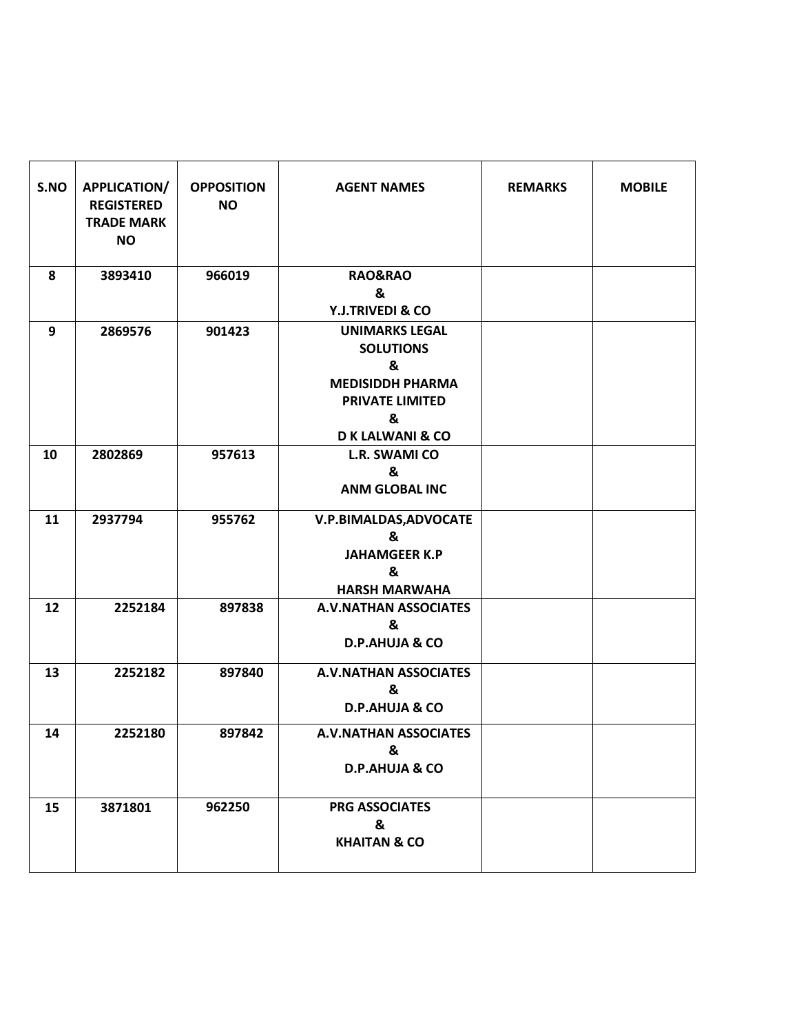| S.NO | APPLICATION/ REGISTERED TRADE MARK NO | OPPOSITION NO | AGENT NAMES | REMARKS | MOBILE |
|---|---|---|---|---|---|
| 8 | 3893410 | 966019 | RAO&RAO & Y.J.TRIVEDI & CO | | |
| 9 | 2869576 | 901423 | UNIMARKS LEGAL SOLUTIONS & MEDISIDDH PHARMA PRIVATE LIMITED & D K LALWANI & CO | | |
| 10 | 2802869 | 957613 | L.R. SWAMI CO & ANM GLOBAL INC | | |
| 11 | 2937794 | 955762 | V.P.BIMALDAS,ADVOCATE & JAHAMGEER K.P & HARSH MARWAHA | | |
| 12 | 2252184 | 897838 | A.V.NATHAN ASSOCIATES & D.P.AHUJA & CO | | |
| 13 | 2252182 | 897840 | A.V.NATHAN ASSOCIATES & D.P.AHUJA & CO | | |
| 14 | 2252180 | 897842 | A.V.NATHAN ASSOCIATES & D.P.AHUJA & CO | | |
| 15 | 3871801 | 962250 | PRG ASSOCIATES & KHAITAN & CO | | |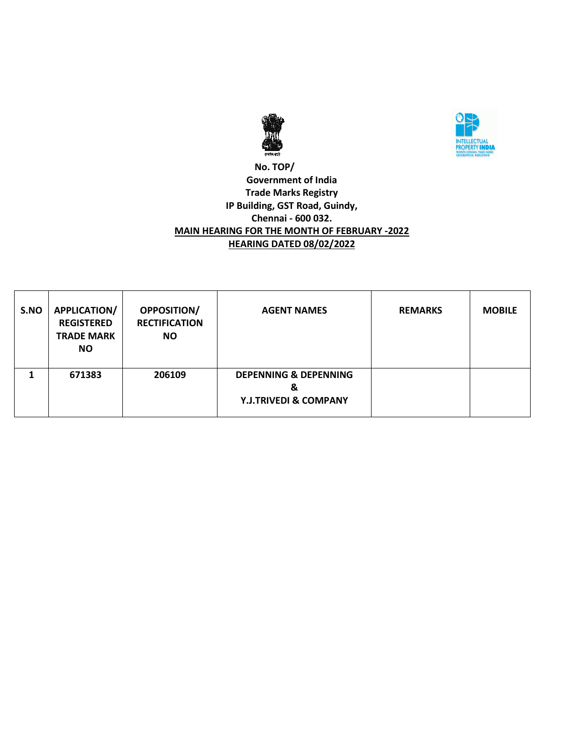No. TOP/

Government of India

Trade Marks Registry

IP Building, GST Road, Guindy,

Chennai - 600 032.

**MAIN HEARING FOR THE MONTH OF FEBRUARY -2022**

**HEARING DATED 08/02/2022**

| S.NO | APPLICATION/ REGISTERED TRADE MARK NO | OPPOSITION/ RECTIFICATION NO | AGENT NAMES | REMARKS | MOBILE |
|---|---|---|---|---|---|
| 1 | 671383 | 206109 | DEPENNING & DEPENNING & Y.J.TRIVEDI & COMPANY | | |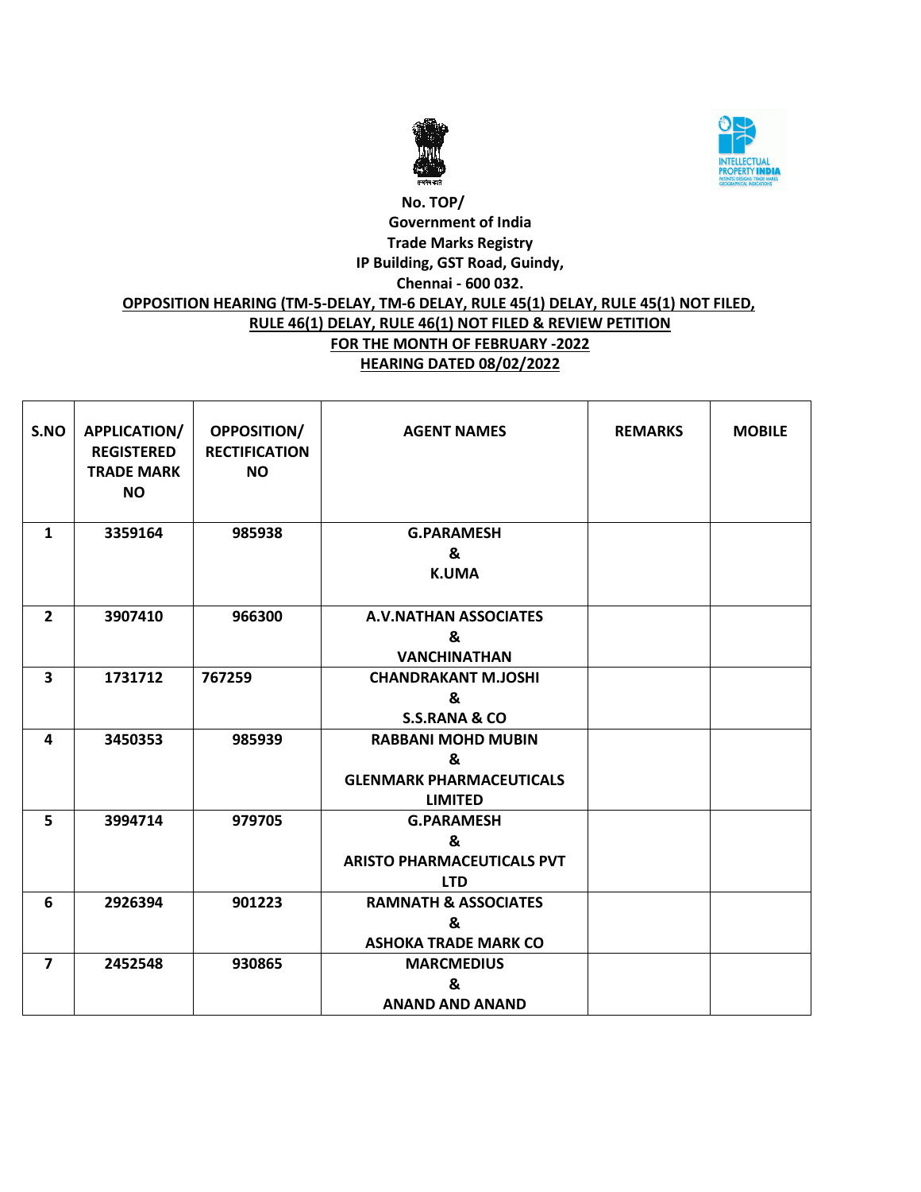No. TOP/

Government of India

Trade Marks Registry

IP Building, GST Road, Guindy,

Chennai - 600 032.

**OPPOSITION HEARING (TM-5-DELAY, TM-6 DELAY, RULE 45(1) DELAY, RULE 45(1) NOT FILED, RULE 46(1) DELAY, RULE 46(1) NOT FILED & REVIEW PETITION**

**FOR THE MONTH OF FEBRUARY -2022**

**HEARING DATED 08/02/2022**

| S.NO | APPLICATION/ REGISTERED TRADE MARK NO | OPPOSITION/ RECTIFICATION NO | AGENT NAMES | REMARKS | MOBILE |
|---|---|---|---|---|---|
| 1 | 3359164 | 985938 | G.PARAMESH & K.UMA | | |
| 2 | 3907410 | 966300 | A.V.NATHAN ASSOCIATES & VANCHINATHAN | | |
| 3 | 1731712 | 767259 | CHANDRAKANT M.JOSHI & S.S.RANA & CO | | |
| 4 | 3450353 | 985939 | RABBANI MOHD MUBIN & GLENMARK PHARMACEUTICALS LIMITED | | |
| 5 | 3994714 | 979705 | G.PARAMESH & ARISTO PHARMACEUTICALS PVT LTD | | |
| 6 | 2926394 | 901223 | RAMNATH & ASSOCIATES & ASHOKA TRADE MARK CO | | |
| 7 | 2452548 | 930865 | MARCMEDIUS & ANAND AND ANAND | | |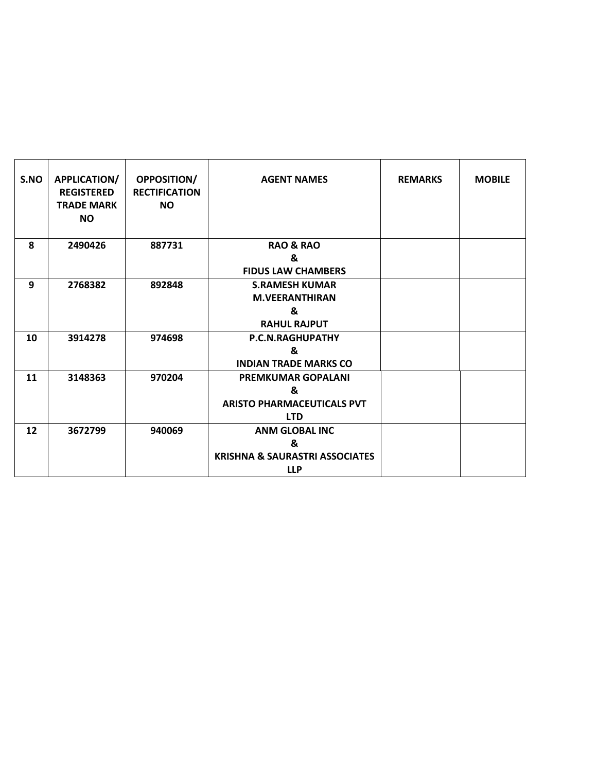| S.NO | APPLICATION/ REGISTERED TRADE MARK NO | OPPOSITION/ RECTIFICATION NO | AGENT NAMES | REMARKS | MOBILE |
|---|---|---|---|---|---|
| 8 | 2490426 | 887731 | RAO & RAO & FIDUS LAW CHAMBERS | | |
| 9 | 2768382 | 892848 | S.RAMESH KUMAR M.VEERANTHIRAN & RAHUL RAJPUT | | |
| 10 | 3914278 | 974698 | P.C.N.RAGHUPATHY & INDIAN TRADE MARKS CO | | |
| 11 | 3148363 | 970204 | PREMKUMAR GOPALANI & ARISTO PHARMACEUTICALS PVT LTD | | |
| 12 | 3672799 | 940069 | ANM GLOBAL INC & KRISHNA & SAURASTRI ASSOCIATES LLP | | |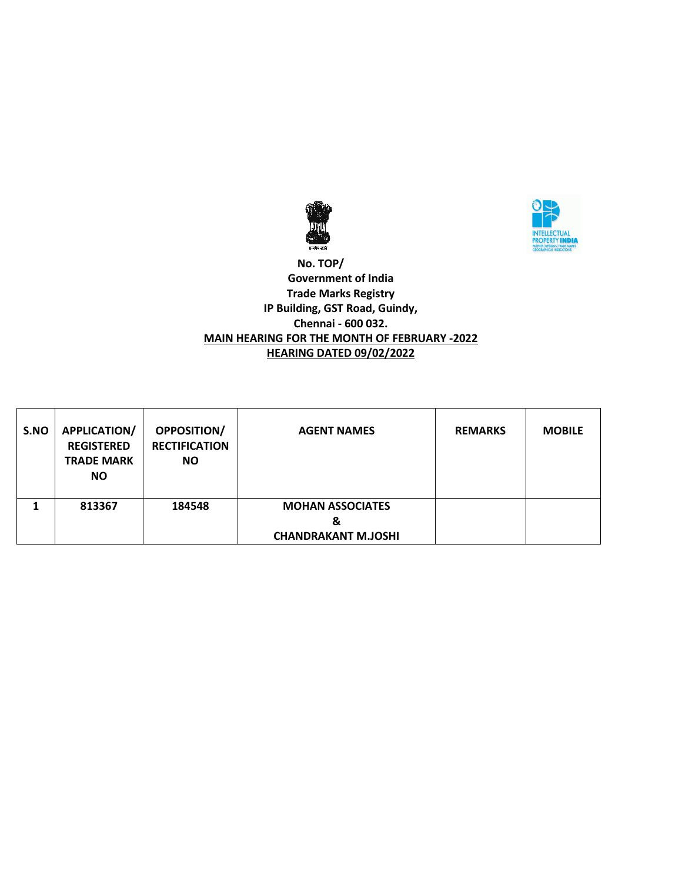No. TOP/

Government of India

Trade Marks Registry

IP Building, GST Road, Guindy,

Chennai - 600 032.

**MAIN HEARING FOR THE MONTH OF FEBRUARY -2022**

**HEARING DATED 09/02/2022**

| S.NO | APPLICATION/ REGISTERED TRADE MARK NO | OPPOSITION/ RECTIFICATION NO | AGENT NAMES | REMARKS | MOBILE |
|---|---|---|---|---|---|
| 1 | 813367 | 184548 | MOHAN ASSOCIATES & CHANDRAKANT M.JOSHI | | |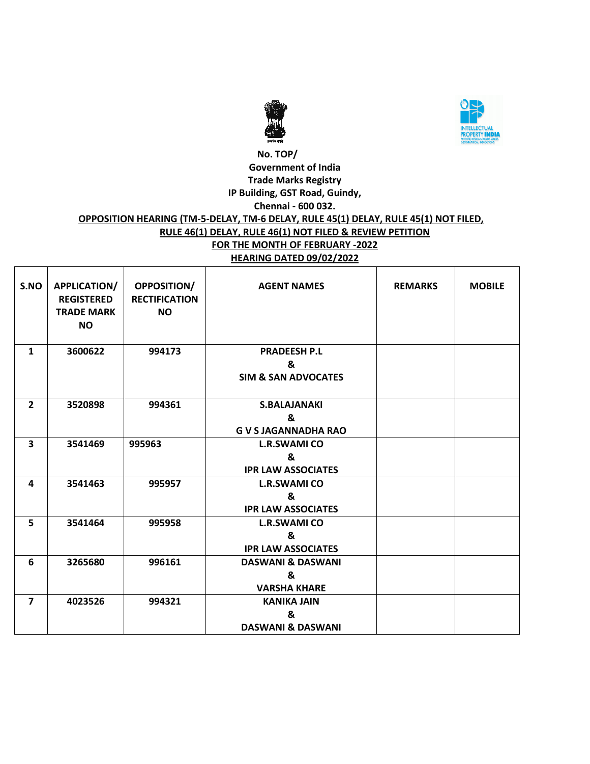No. TOP/

Government of India

Trade Marks Registry

IP Building, GST Road, Guindy,

Chennai - 600 032.

**OPPOSITION HEARING (TM-5-DELAY, TM-6 DELAY, RULE 45(1) DELAY, RULE 45(1) NOT FILED, RULE 46(1) DELAY, RULE 46(1) NOT FILED & REVIEW PETITION**

**FOR THE MONTH OF FEBRUARY -2022**

**HEARING DATED 09/02/2022**

| S.NO | APPLICATION/ REGISTERED TRADE MARK NO | OPPOSITION/ RECTIFICATION NO | AGENT NAMES | REMARKS | MOBILE |
|---|---|---|---|---|---|
| 1 | 3600622 | 994173 | PRADEESH P.L & SIM & SAN ADVOCATES | | |
| 2 | 3520898 | 994361 | S.BALAJANAKI & G V S JAGANNADHA RAO | | |
| 3 | 3541469 | 995963 | L.R.SWAMI CO & IPR LAW ASSOCIATES | | |
| 4 | 3541463 | 995957 | L.R.SWAMI CO & IPR LAW ASSOCIATES | | |
| 5 | 3541464 | 995958 | L.R.SWAMI CO & IPR LAW ASSOCIATES | | |
| 6 | 3265680 | 996161 | DASWANI & DASWANI & VARSHA KHARE | | |
| 7 | 4023526 | 994321 | KANIKA JAIN & DASWANI & DASWANI | | |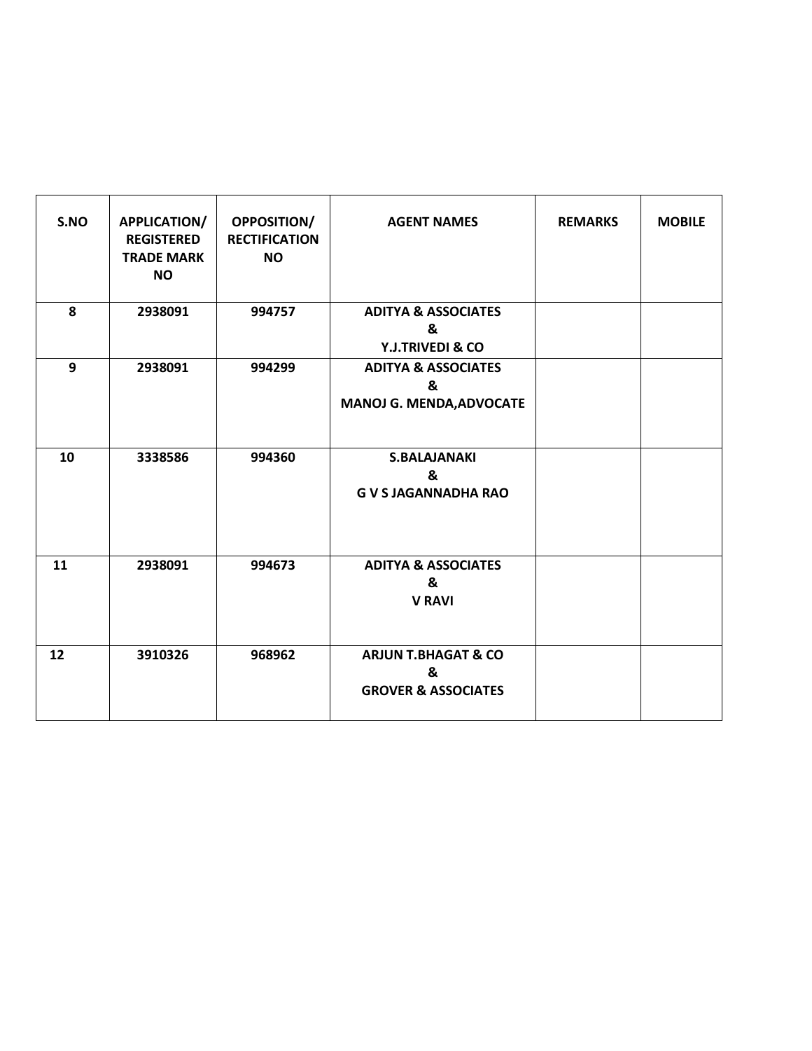| S.NO | APPLICATION/ REGISTERED TRADE MARK NO | OPPOSITION/ RECTIFICATION NO | AGENT NAMES | REMARKS | MOBILE |
| --- | --- | --- | --- | --- | --- |
| 8 | 2938091 | 994757 | ADITYA & ASSOCIATES & Y.J.TRIVEDI & CO | | |
| 9 | 2938091 | 994299 | ADITYA & ASSOCIATES & MANOJ G. MENDA,ADVOCATE | | |
| 10 | 3338586 | 994360 | S.BALAJANAKI & G V S JAGANNADHA RAO | | |
| 11 | 2938091 | 994673 | ADITYA & ASSOCIATES & V RAVI | | |
| 12 | 3910326 | 968962 | ARJUN T.BHAGAT & CO & GROVER & ASSOCIATES | | |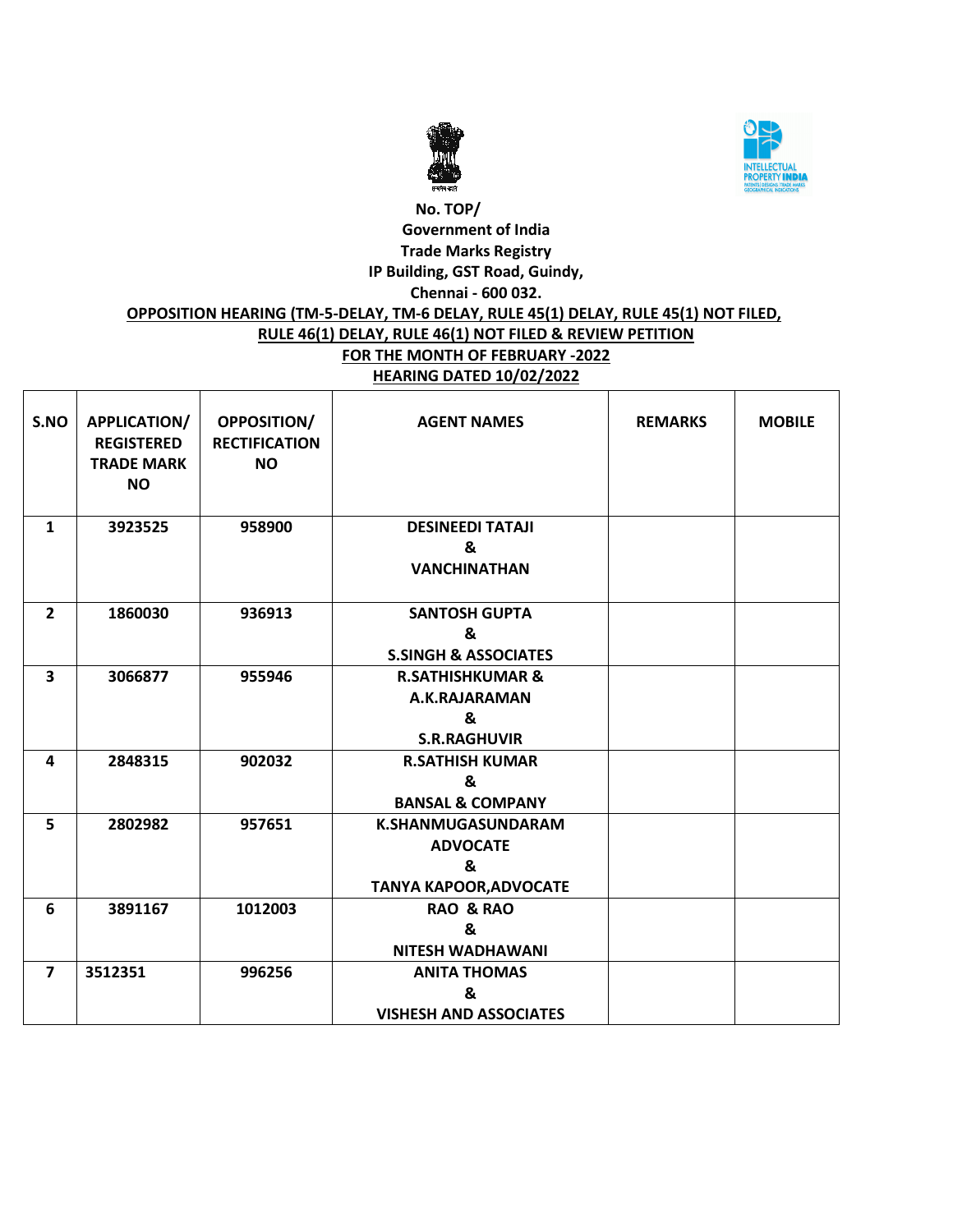No. TOP/

Government of India

Trade Marks Registry

IP Building, GST Road, Guindy,

Chennai - 600 032.

**OPPOSITION HEARING (TM-5-DELAY, TM-6 DELAY, RULE 45(1) DELAY, RULE 45(1) NOT FILED, RULE 46(1) DELAY, RULE 46(1) NOT FILED & REVIEW PETITION**

**FOR THE MONTH OF FEBRUARY -2022**

**HEARING DATED 10/02/2022**

| S.NO | APPLICATION/ REGISTERED TRADE MARK NO | OPPOSITION/ RECTIFICATION NO | AGENT NAMES | REMARKS | MOBILE |
|---|---|---|---|---|---|
| 1 | 3923525 | 958900 | DESINEEDI TATAJI & VANCHINATHAN | | |
| 2 | 1860030 | 936913 | SANTOSH GUPTA & S.SINGH & ASSOCIATES | | |
| 3 | 3066877 | 955946 | R.SATHISHKUMAR & A.K.RAJARAMAN & S.R.RAGHUVIR | | |
| 4 | 2848315 | 902032 | R.SATHISH KUMAR & BANSAL & COMPANY | | |
| 5 | 2802982 | 957651 | K.SHANMUGASUNDARAM ADVOCATE & TANYA KAPOOR,ADVOCATE | | |
| 6 | 3891167 | 1012003 | RAO & RAO & NITESH WADHAWANI | | |
| 7 | 3512351 | 996256 | ANITA THOMAS & VISHESH AND ASSOCIATES | | |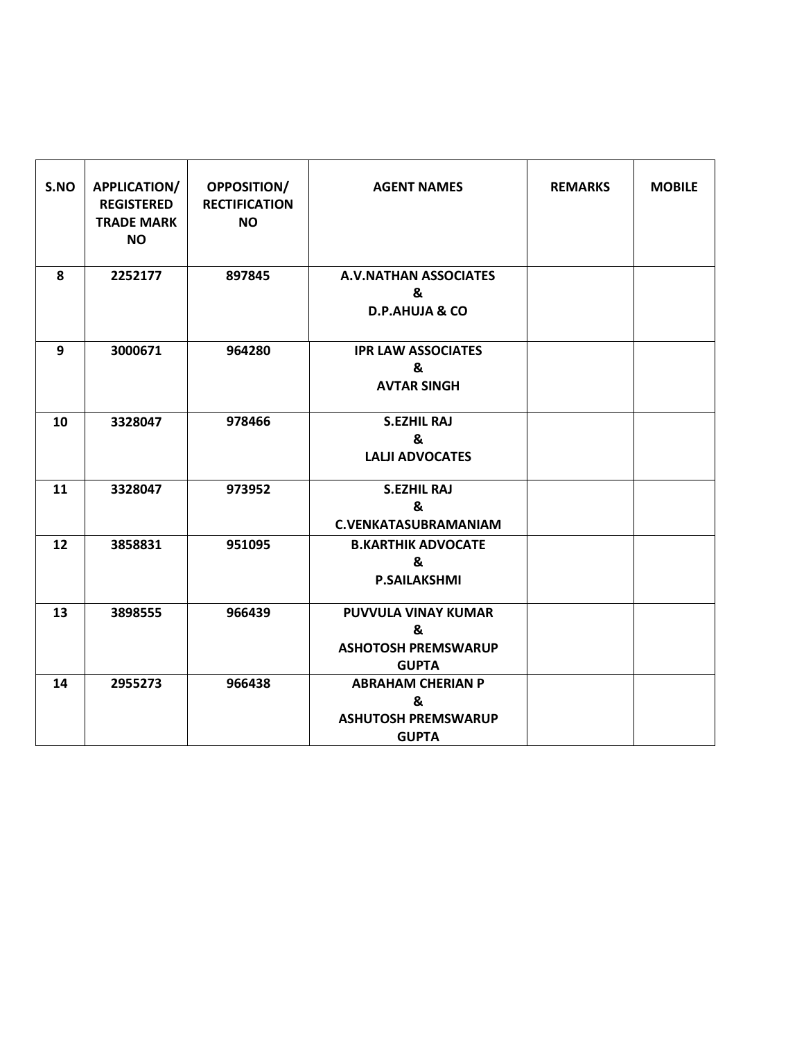| S.NO | APPLICATION/ REGISTERED TRADE MARK NO | OPPOSITION/ RECTIFICATION NO | AGENT NAMES | REMARKS | MOBILE |
|---|---|---|---|---|---|
| 8 | 2252177 | 897845 | A.V.NATHAN ASSOCIATES & D.P.AHUJA & CO | | |
| 9 | 3000671 | 964280 | IPR LAW ASSOCIATES & AVTAR SINGH | | |
| 10 | 3328047 | 978466 | S.EZHIL RAJ & LALJI ADVOCATES | | |
| 11 | 3328047 | 973952 | S.EZHIL RAJ & C.VENKATASUBRAMANIAM | | |
| 12 | 3858831 | 951095 | B.KARTHIK ADVOCATE & P.SAILAKSHMI | | |
| 13 | 3898555 | 966439 | PUVVULA VINAY KUMAR & ASHOTOSH PREMSWARUP GUPTA | | |
| 14 | 2955273 | 966438 | ABRAHAM CHERIAN P & ASHUTOSH PREMSWARUP GUPTA | | |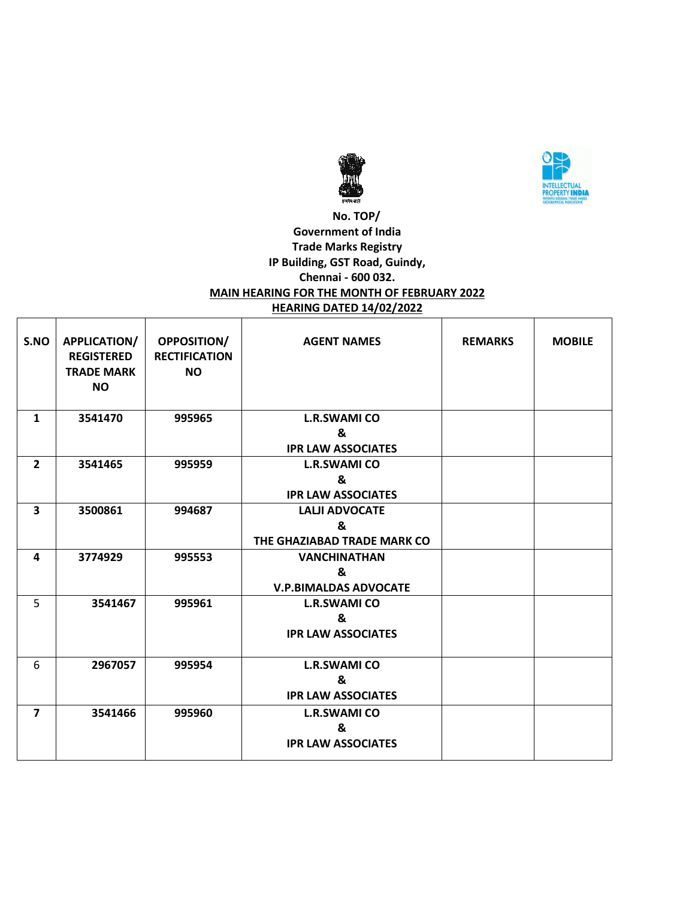**No. TOP/**
**Government of India**
**Trade Marks Registry**
**IP Building, GST Road, Guindy,**
**Chennai - 600 032.**

**MAIN HEARING FOR THE MONTH OF FEBRUARY 2022**

**HEARING DATED 14/02/2022**

| S.NO | APPLICATION/ REGISTERED TRADE MARK NO | OPPOSITION/ RECTIFICATION NO | AGENT NAMES | REMARKS | MOBILE |
|---|---|---|---|---|---|
| 1 | 3541470 | 995965 | L.R.SWAMI CO & IPR LAW ASSOCIATES | | |
| 2 | 3541465 | 995959 | L.R.SWAMI CO & IPR LAW ASSOCIATES | | |
| 3 | 3500861 | 994687 | LALJI ADVOCATE & THE GHAZIABAD TRADE MARK CO | | |
| 4 | 3774929 | 995553 | VANCHINATHAN & V.P.BIMALDAS ADVOCATE | | |
| 5 | 3541467 | 995961 | L.R.SWAMI CO & IPR LAW ASSOCIATES | | |
| 6 | 2967057 | 995954 | L.R.SWAMI CO & IPR LAW ASSOCIATES | | |
| 7 | 3541466 | 995960 | L.R.SWAMI CO & IPR LAW ASSOCIATES | | |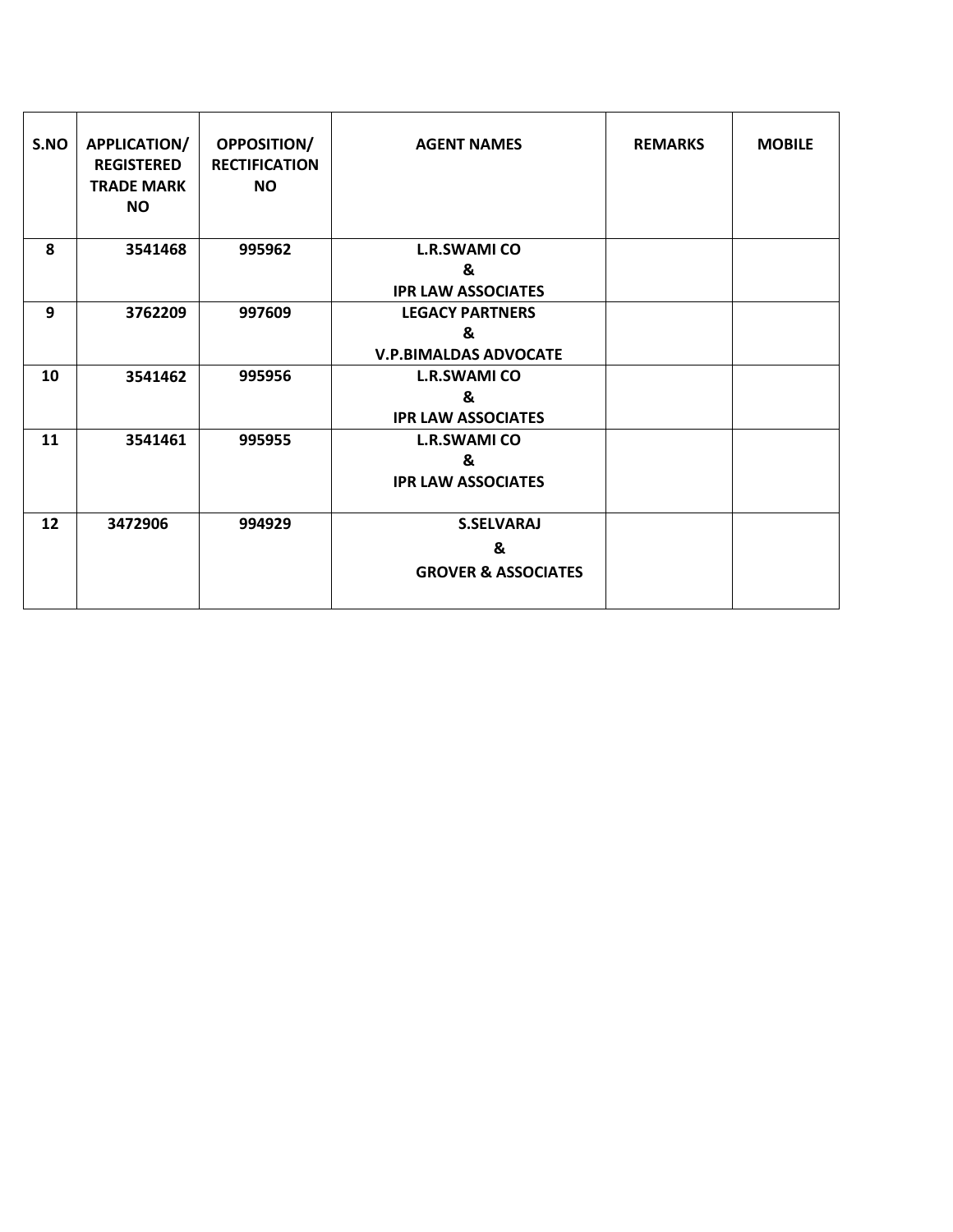| S.NO | APPLICATION/ REGISTERED TRADE MARK NO | OPPOSITION/ RECTIFICATION NO | AGENT NAMES | REMARKS | MOBILE |
|---|---|---|---|---|---|
| 8 | 3541468 | 995962 | L.R.SWAMI CO & IPR LAW ASSOCIATES | | |
| 9 | 3762209 | 997609 | LEGACY PARTNERS & V.P.BIMALDAS ADVOCATE | | |
| 10 | 3541462 | 995956 | L.R.SWAMI CO & IPR LAW ASSOCIATES | | |
| 11 | 3541461 | 995955 | L.R.SWAMI CO & IPR LAW ASSOCIATES | | |
| 12 | 3472906 | 994929 | S.SELVARAJ & GROVER & ASSOCIATES | | |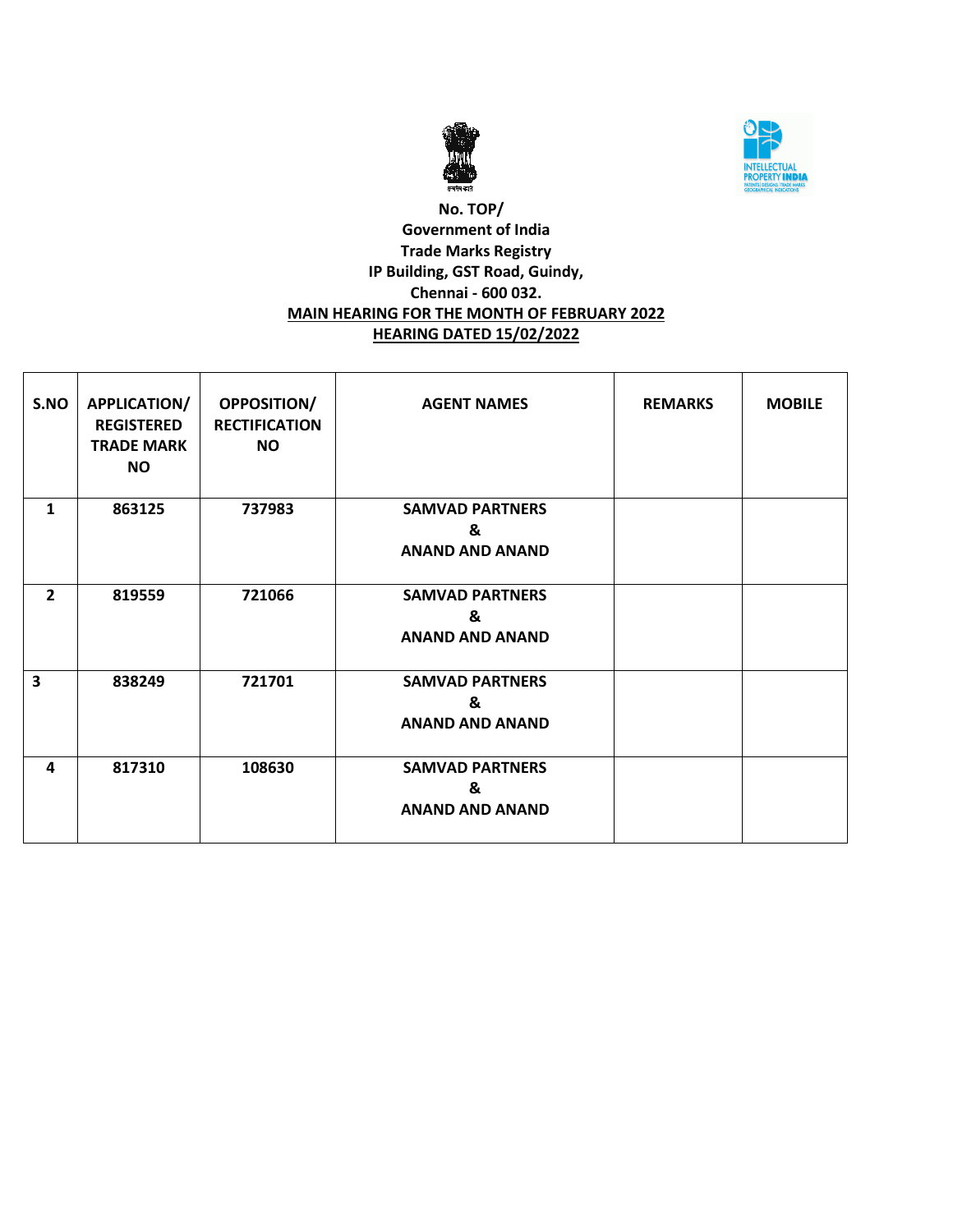**No. TOP/**
**Government of India**
**Trade Marks Registry**
**IP Building, GST Road, Guindy,**
**Chennai - 600 032.**
**MAIN HEARING FOR THE MONTH OF FEBRUARY 2022**
**HEARING DATED 15/02/2022**

| S.NO | APPLICATION/ REGISTERED TRADE MARK NO | OPPOSITION/ RECTIFICATION NO | AGENT NAMES | REMARKS | MOBILE |
|---|---|---|---|---|---|
| 1 | 863125 | 737983 | SAMVAD PARTNERS & ANAND AND ANAND | | |
| 2 | 819559 | 721066 | SAMVAD PARTNERS & ANAND AND ANAND | | |
| 3 | 838249 | 721701 | SAMVAD PARTNERS & ANAND AND ANAND | | |
| 4 | 817310 | 108630 | SAMVAD PARTNERS & ANAND AND ANAND | | |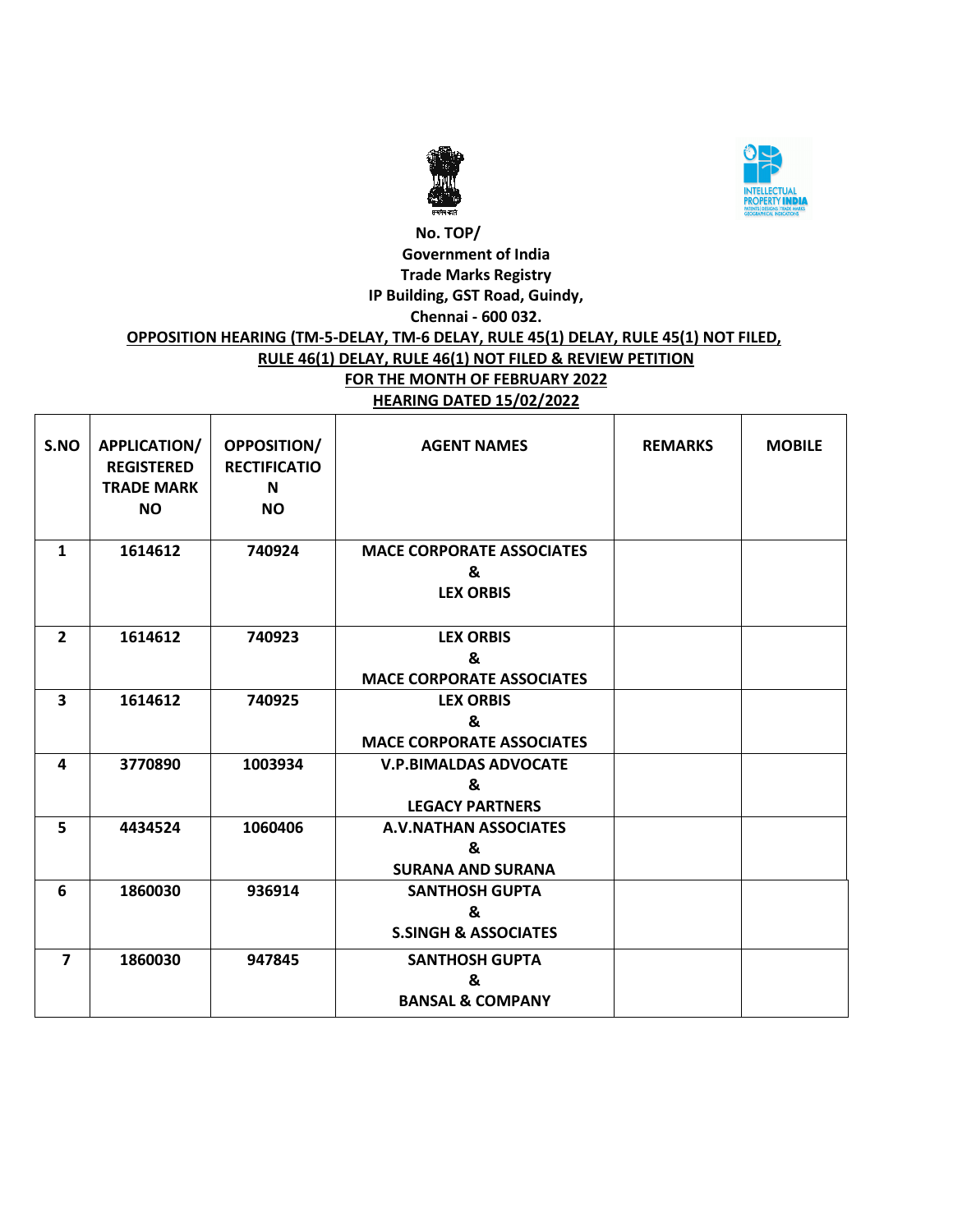No. TOP/

Government of India

Trade Marks Registry

IP Building, GST Road, Guindy,

Chennai - 600 032.

**OPPOSITION HEARING (TM-5-DELAY, TM-6 DELAY, RULE 45(1) DELAY, RULE 45(1) NOT FILED, RULE 46(1) DELAY, RULE 46(1) NOT FILED & REVIEW PETITION**

**FOR THE MONTH OF FEBRUARY 2022**

**HEARING DATED 15/02/2022**

| S.NO | APPLICATION/ REGISTERED TRADE MARK NO | OPPOSITION/ RECTIFICATION NO | AGENT NAMES | REMARKS | MOBILE |
|---|---|---|---|---|---|
| 1 | 1614612 | 740924 | MACE CORPORATE ASSOCIATES & LEX ORBIS | | |
| 2 | 1614612 | 740923 | LEX ORBIS & MACE CORPORATE ASSOCIATES | | |
| 3 | 1614612 | 740925 | LEX ORBIS & MACE CORPORATE ASSOCIATES | | |
| 4 | 3770890 | 1003934 | V.P.BIMALDAS ADVOCATE & LEGACY PARTNERS | | |
| 5 | 4434524 | 1060406 | A.V.NATHAN ASSOCIATES & SURANA AND SURANA | | |
| 6 | 1860030 | 936914 | SANTHOSH GUPTA & S.SINGH & ASSOCIATES | | |
| 7 | 1860030 | 947845 | SANTHOSH GUPTA & BANSAL & COMPANY | | |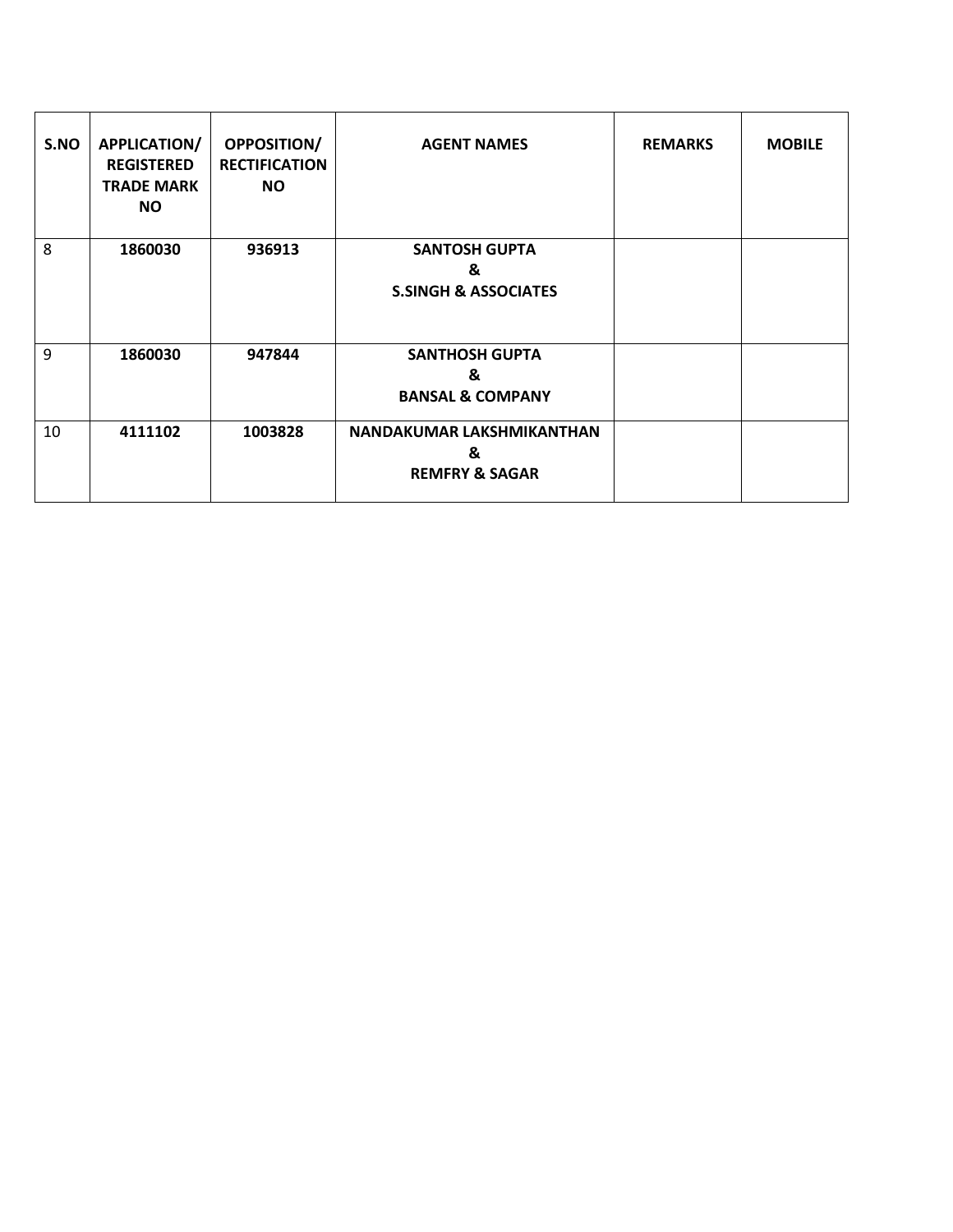| S.NO | APPLICATION/ REGISTERED TRADE MARK NO | OPPOSITION/ RECTIFICATION NO | AGENT NAMES | REMARKS | MOBILE |
|---|---|---|---|---|---|
| 8 | **1860030** | **936913** | **SANTOSH GUPTA & S.SINGH & ASSOCIATES** | | |
| 9 | **1860030** | **947844** | **SANTHOSH GUPTA & BANSAL & COMPANY** | | |
| 10 | **4111102** | **1003828** | **NANDAKUMAR LAKSHMIKANTHAN & REMFRY & SAGAR** | | |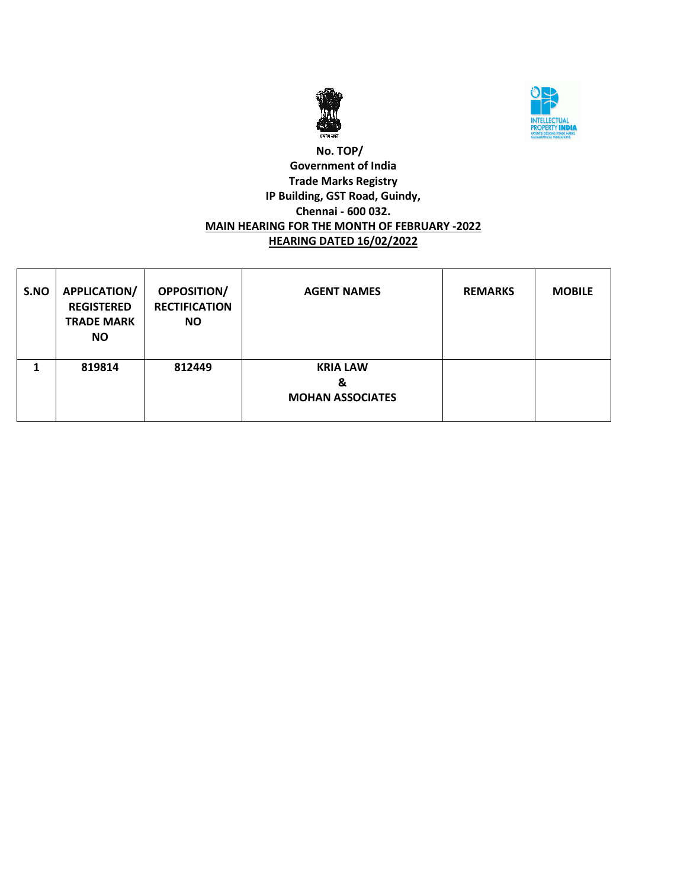**No. TOP/**
**Government of India**
**Trade Marks Registry**
**IP Building, GST Road, Guindy,**
**Chennai - 600 032.**

**MAIN HEARING FOR THE MONTH OF FEBRUARY -2022**

**HEARING DATED 16/02/2022**

| S.NO | APPLICATION/ REGISTERED TRADE MARK NO | OPPOSITION/ RECTIFICATION NO | AGENT NAMES | REMARKS | MOBILE |
|---|---|---|---|---|---|
| 1 | 819814 | 812449 | KRIA LAW & MOHAN ASSOCIATES | | |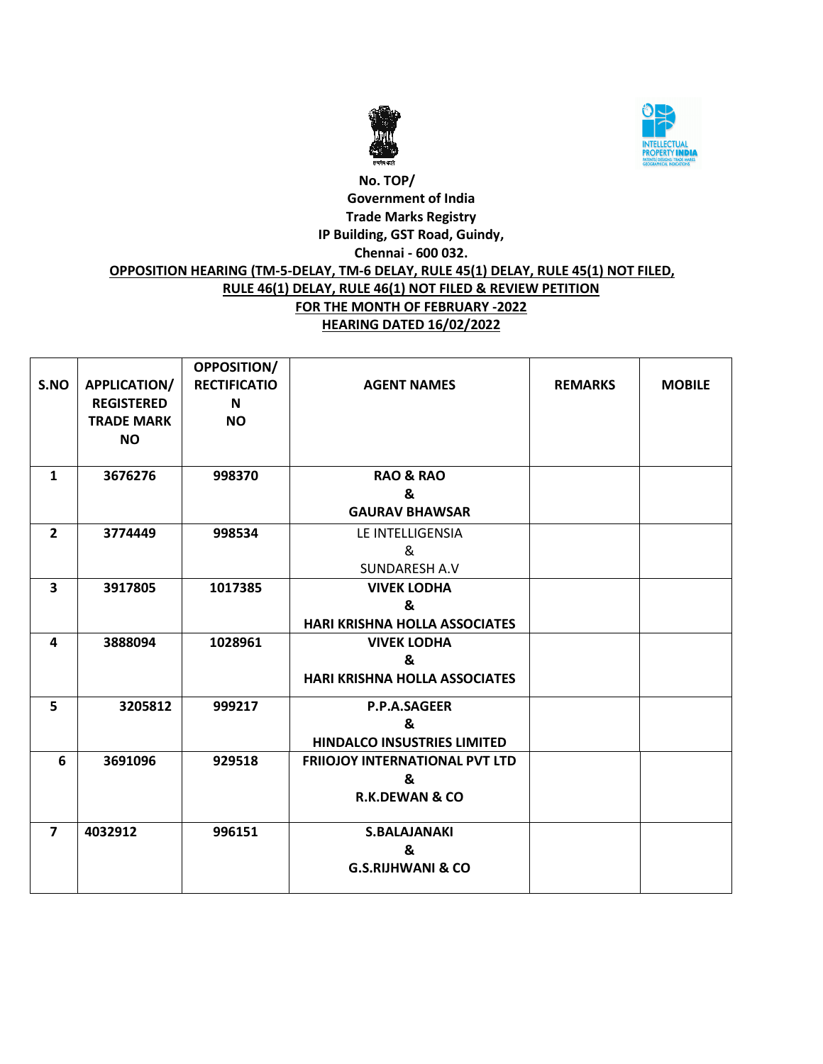**No. TOP/**

**Government of India**

**Trade Marks Registry**

**IP Building, GST Road, Guindy,**

**Chennai - 600 032.**

**OPPOSITION HEARING (TM-5-DELAY, TM-6 DELAY, RULE 45(1) DELAY, RULE 45(1) NOT FILED, RULE 46(1) DELAY, RULE 46(1) NOT FILED & REVIEW PETITION**

**FOR THE MONTH OF FEBRUARY -2022**

**HEARING DATED 16/02/2022**

| S.NO | APPLICATION/ REGISTERED TRADE MARK NO | OPPOSITION/ RECTIFICATION NO | AGENT NAMES | REMARKS | MOBILE |
|---|---|---|---|---|---|
| 1 | 3676276 | 998370 | RAO & RAO & GAURAV BHAWSAR | | |
| 2 | 3774449 | 998534 | LE INTELLIGENSIA & SUNDARESH A.V | | |
| 3 | 3917805 | 1017385 | VIVEK LODHA & HARI KRISHNA HOLLA ASSOCIATES | | |
| 4 | 3888094 | 1028961 | VIVEK LODHA & HARI KRISHNA HOLLA ASSOCIATES | | |
| 5 | 3205812 | 999217 | P.P.A.SAGEER & HINDALCO INSUSTRIES LIMITED | | |
| 6 | 3691096 | 929518 | FRIIOJOY INTERNATIONAL PVT LTD & R.K.DEWAN & CO | | |
| 7 | 4032912 | 996151 | S.BALAJANAKI & G.S.RIJHWANI & CO | | |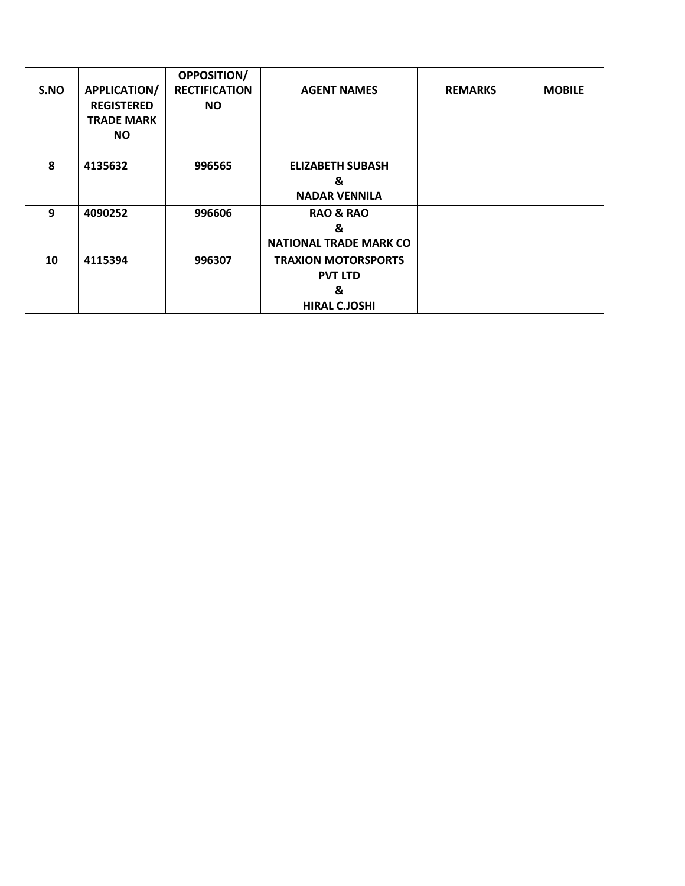| S.NO | APPLICATION/ REGISTERED TRADE MARK NO | OPPOSITION/ RECTIFICATION NO | AGENT NAMES | REMARKS | MOBILE |
|---|---|---|---|---|---|
| 8 | 4135632 | 996565 | ELIZABETH SUBASH & NADAR VENNILA | | |
| 9 | 4090252 | 996606 | RAO & RAO & NATIONAL TRADE MARK CO | | |
| 10 | 4115394 | 996307 | TRAXION MOTORSPORTS PVT LTD & HIRAL C.JOSHI | | |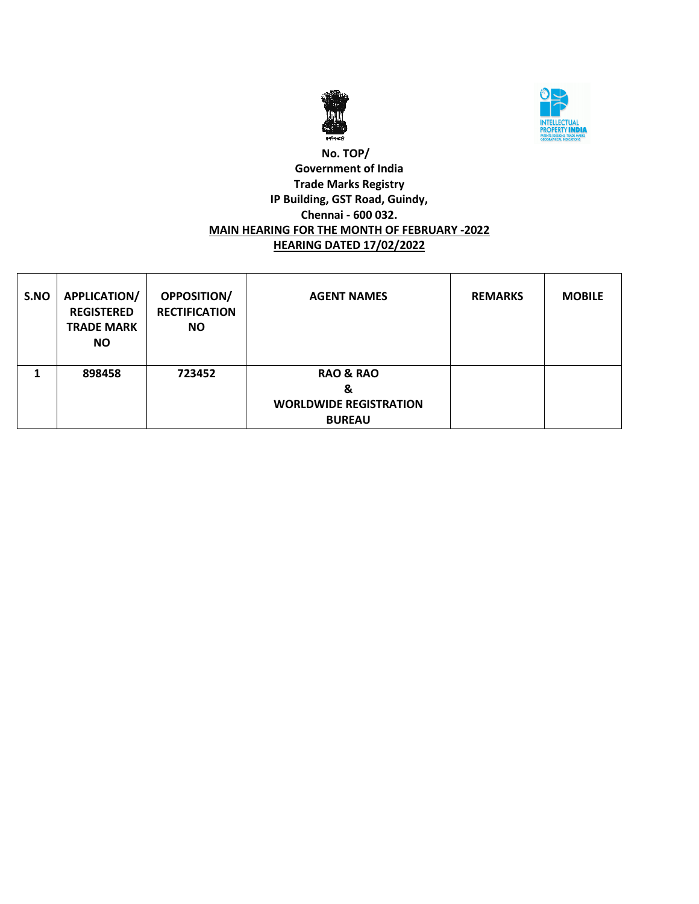**No. TOP/**
**Government of India**
**Trade Marks Registry**
**IP Building, GST Road, Guindy,**
**Chennai - 600 032.**
**MAIN HEARING FOR THE MONTH OF FEBRUARY -2022**
**HEARING DATED 17/02/2022**

| S.NO | APPLICATION/ REGISTERED TRADE MARK NO | OPPOSITION/ RECTIFICATION NO | AGENT NAMES | REMARKS | MOBILE |
|---|---|---|---|---|---|
| 1 | 898458 | 723452 | RAO & RAO & WORLDWIDE REGISTRATION BUREAU | | |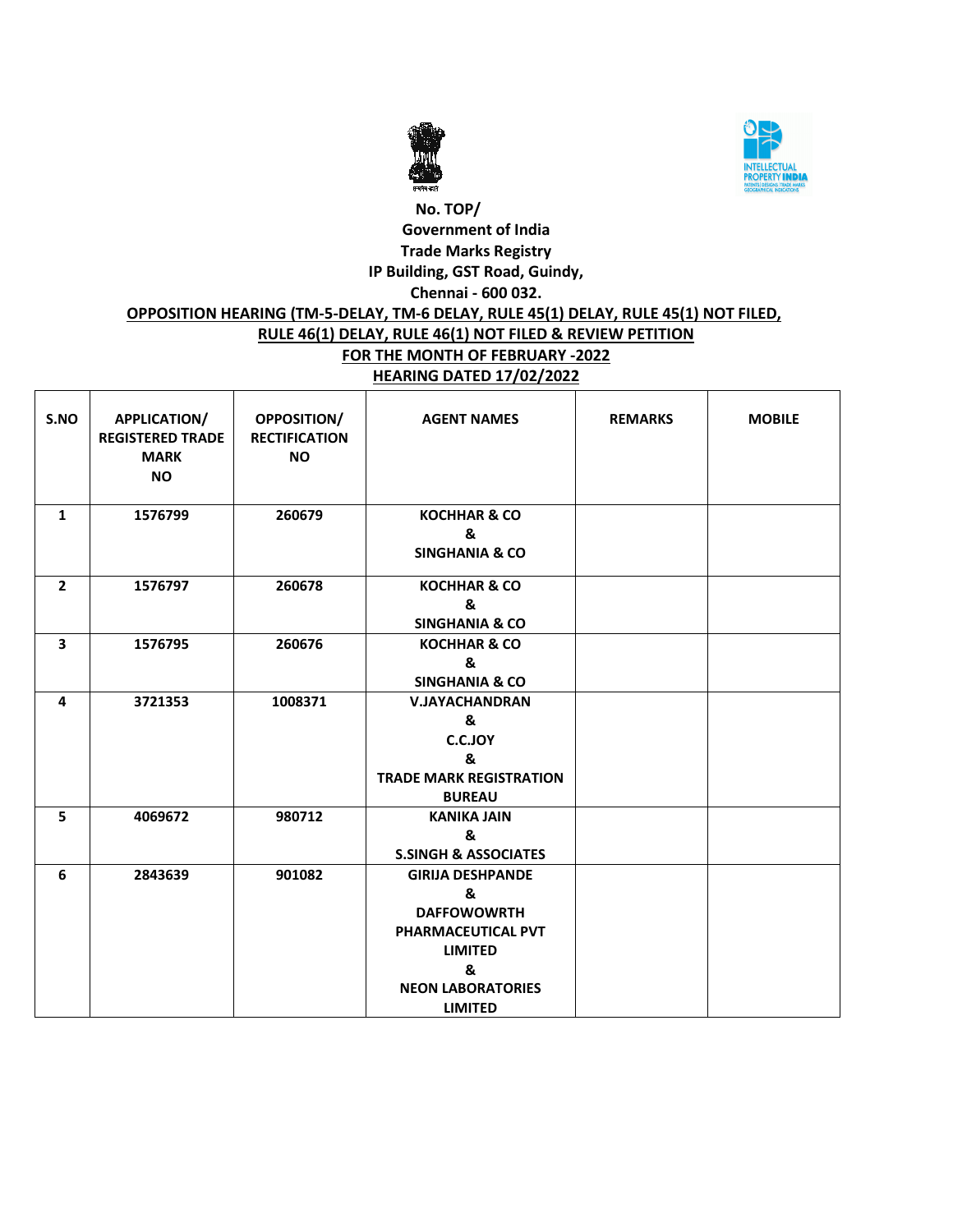No. TOP/

Government of India

Trade Marks Registry

IP Building, GST Road, Guindy,

Chennai - 600 032.

**OPPOSITION HEARING (TM-5-DELAY, TM-6 DELAY, RULE 45(1) DELAY, RULE 45(1) NOT FILED, RULE 46(1) DELAY, RULE 46(1) NOT FILED & REVIEW PETITION**

**FOR THE MONTH OF FEBRUARY -2022**

**HEARING DATED 17/02/2022**

| S.NO | APPLICATION/ REGISTERED TRADE MARK NO | OPPOSITION/ RECTIFICATION NO | AGENT NAMES | REMARKS | MOBILE |
|---|---|---|---|---|---|
| 1 | 1576799 | 260679 | KOCHHAR & CO & SINGHANIA & CO | | |
| 2 | 1576797 | 260678 | KOCHHAR & CO & SINGHANIA & CO | | |
| 3 | 1576795 | 260676 | KOCHHAR & CO & SINGHANIA & CO | | |
| 4 | 3721353 | 1008371 | V.JAYACHANDRAN & C.C.JOY & TRADE MARK REGISTRATION BUREAU | | |
| 5 | 4069672 | 980712 | KANIKA JAIN & S.SINGH & ASSOCIATES | | |
| 6 | 2843639 | 901082 | GIRIJA DESHPANDE & DAFFOWOWRTH PHARMACEUTICAL PVT LIMITED & NEON LABORATORIES LIMITED | | |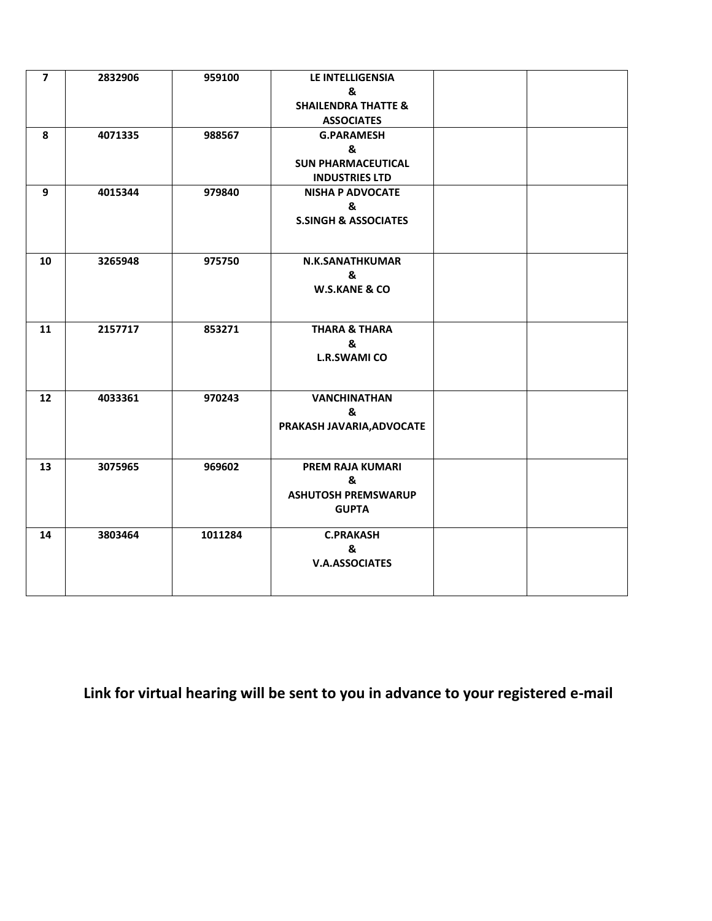| | | | | | |
|---|---|---|---|---|---|
| **7** | **2832906** | **959100** | **LE INTELLIGENSIA & SHAILENDRA THATTE & ASSOCIATES** | | |
| **8** | **4071335** | **988567** | **G.PARAMESH & SUN PHARMACEUTICAL INDUSTRIES LTD** | | |
| **9** | **4015344** | **979840** | **NISHA P ADVOCATE & S.SINGH & ASSOCIATES** | | |
| **10** | **3265948** | **975750** | **N.K.SANATHKUMAR & W.S.KANE & CO** | | |
| **11** | **2157717** | **853271** | **THARA & THARA & L.R.SWAMI CO** | | |
| **12** | **4033361** | **970243** | **VANCHINATHAN & PRAKASH JAVARIA,ADVOCATE** | | |
| **13** | **3075965** | **969602** | **PREM RAJA KUMARI & ASHUTOSH PREMSWARUP GUPTA** | | |
| **14** | **3803464** | **1011284** | **C.PRAKASH & V.A.ASSOCIATES** | | |

**Link for virtual hearing will be sent to you in advance to your registered e-mail**